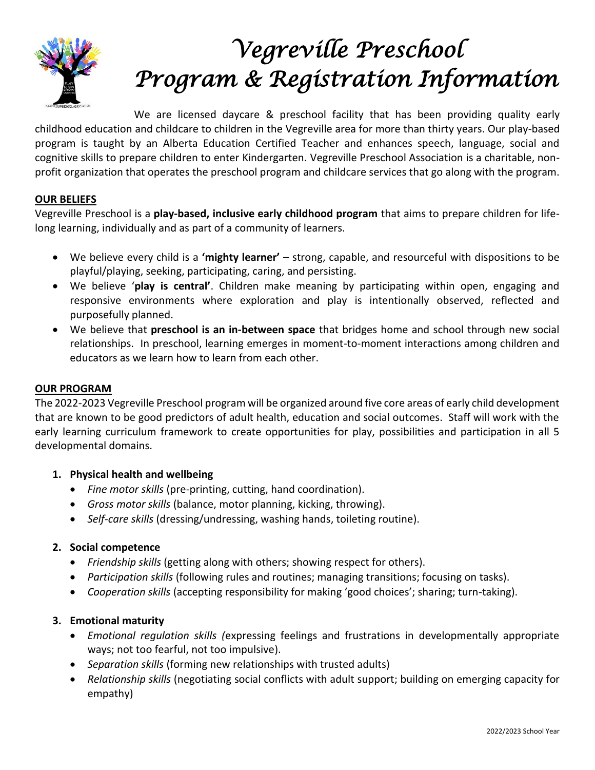# Vegreville Preschool Program & Registration Information

We are licensed daycare & preschool facility that has been providing quality early childhood education and childcare to children in the Vegreville area for more than thirty years. Our play-based program is taught by an Alberta Education Certified Teacher and enhances speech, language, social and cognitive skills to prepare children to enter Kindergarten. Vegreville Preschool Association is a charitable, non-profit organization that operates the preschool program and childcare services that go along with the program.

## OUR BELIEFS

Vegreville Preschool is a **play-based, inclusive early childhood program** that aims to prepare children for life-long learning, individually and as part of a community of learners.

- We believe every child is a **'mighty learner'** – strong, capable, and resourceful with dispositions to be playful/playing, seeking, participating, caring, and persisting.
- We believe '**play is central'**. Children make meaning by participating within open, engaging and responsive environments where exploration and play is intentionally observed, reflected and purposefully planned.
- We believe that **preschool is an in-between space** that bridges home and school through new social relationships. In preschool, learning emerges in moment-to-moment interactions among children and educators as we learn how to learn from each other.

## OUR PROGRAM

The 2022-2023 Vegreville Preschool program will be organized around five core areas of early child development that are known to be good predictors of adult health, education and social outcomes. Staff will work with the early learning curriculum framework to create opportunities for play, possibilities and participation in all 5 developmental domains.

1. **Physical health and wellbeing**
   - *Fine motor skills* (pre-printing, cutting, hand coordination).
   - *Gross motor skills* (balance, motor planning, kicking, throwing).
   - *Self-care skills* (dressing/undressing, washing hands, toileting routine).

2. **Social competence**
   - *Friendship skills* (getting along with others; showing respect for others).
   - *Participation skills* (following rules and routines; managing transitions; focusing on tasks).
   - *Cooperation skills* (accepting responsibility for making 'good choices'; sharing; turn-taking).

3. **Emotional maturity**
   - *Emotional regulation skills (*expressing feelings and frustrations in developmentally appropriate ways; not too fearful, not too impulsive).
   - *Separation skills* (forming new relationships with trusted adults)
   - *Relationship skills* (negotiating social conflicts with adult support; building on emerging capacity for empathy)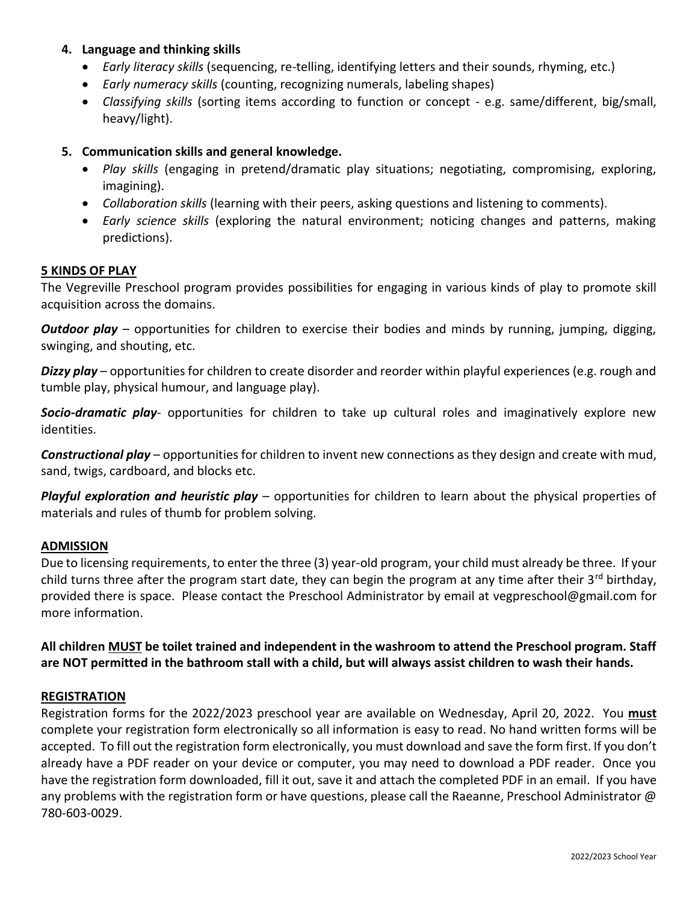4. **Language and thinking skills**
   - *Early literacy skills* (sequencing, re-telling, identifying letters and their sounds, rhyming, etc.)
   - *Early numeracy skills* (counting, recognizing numerals, labeling shapes)
   - *Classifying skills* (sorting items according to function or concept - e.g. same/different, big/small, heavy/light).

5. **Communication skills and general knowledge.**
   - *Play skills* (engaging in pretend/dramatic play situations; negotiating, compromising, exploring, imagining).
   - *Collaboration skills* (learning with their peers, asking questions and listening to comments).
   - *Early science skills* (exploring the natural environment; noticing changes and patterns, making predictions).

## 5 KINDS OF PLAY

The Vegreville Preschool program provides possibilities for engaging in various kinds of play to promote skill acquisition across the domains.

***Outdoor play*** – opportunities for children to exercise their bodies and minds by running, jumping, digging, swinging, and shouting, etc.

***Dizzy play*** – opportunities for children to create disorder and reorder within playful experiences (e.g. rough and tumble play, physical humour, and language play).

***Socio-dramatic play***- opportunities for children to take up cultural roles and imaginatively explore new identities.

***Constructional play*** – opportunities for children to invent new connections as they design and create with mud, sand, twigs, cardboard, and blocks etc.

***Playful exploration and heuristic play*** – opportunities for children to learn about the physical properties of materials and rules of thumb for problem solving.

## ADMISSION

Due to licensing requirements, to enter the three (3) year-old program, your child must already be three. If your child turns three after the program start date, they can begin the program at any time after their 3rd birthday, provided there is space. Please contact the Preschool Administrator by email at vegpreschool@gmail.com for more information.

**All children MUST be toilet trained and independent in the washroom to attend the Preschool program. Staff are NOT permitted in the bathroom stall with a child, but will always assist children to wash their hands.**

## REGISTRATION

Registration forms for the 2022/2023 preschool year are available on Wednesday, April 20, 2022. You **must** complete your registration form electronically so all information is easy to read. No hand written forms will be accepted. To fill out the registration form electronically, you must download and save the form first. If you don't already have a PDF reader on your device or computer, you may need to download a PDF reader. Once you have the registration form downloaded, fill it out, save it and attach the completed PDF in an email. If you have any problems with the registration form or have questions, please call the Raeanne, Preschool Administrator @ 780-603-0029.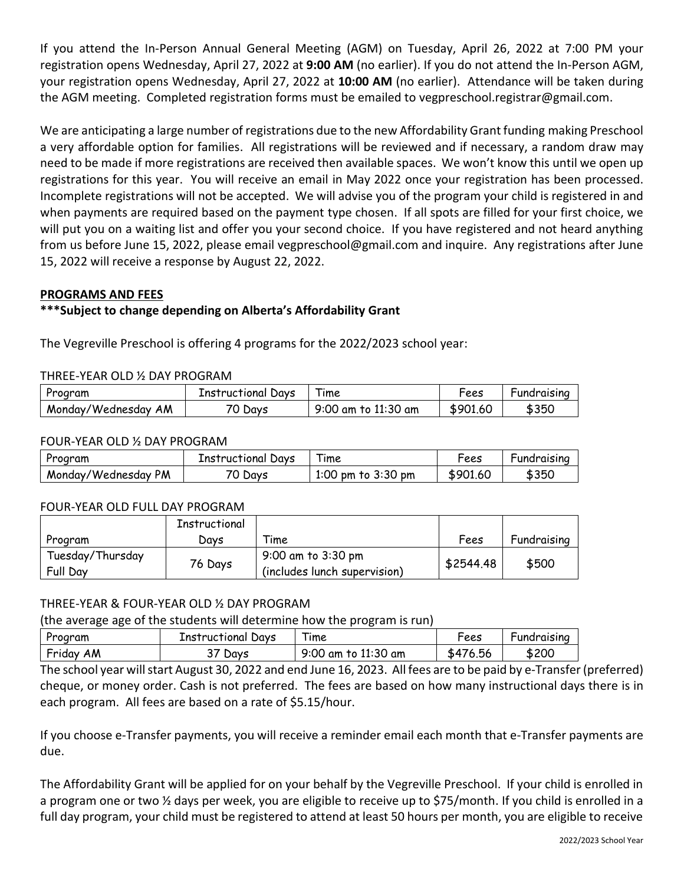If you attend the In-Person Annual General Meeting (AGM) on Tuesday, April 26, 2022 at 7:00 PM your registration opens Wednesday, April 27, 2022 at **9:00 AM** (no earlier). If you do not attend the In-Person AGM, your registration opens Wednesday, April 27, 2022 at **10:00 AM** (no earlier). Attendance will be taken during the AGM meeting. Completed registration forms must be emailed to vegpreschool.registrar@gmail.com.

We are anticipating a large number of registrations due to the new Affordability Grant funding making Preschool a very affordable option for families. All registrations will be reviewed and if necessary, a random draw may need to be made if more registrations are received then available spaces. We won't know this until we open up registrations for this year. You will receive an email in May 2022 once your registration has been processed. Incomplete registrations will not be accepted. We will advise you of the program your child is registered in and when payments are required based on the payment type chosen. If all spots are filled for your first choice, we will put you on a waiting list and offer you your second choice. If you have registered and not heard anything from us before June 15, 2022, please email vegpreschool@gmail.com and inquire. Any registrations after June 15, 2022 will receive a response by August 22, 2022.

**PROGRAMS AND FEES**

**\*\*\*Subject to change depending on Alberta's Affordability Grant**

The Vegreville Preschool is offering 4 programs for the 2022/2023 school year:

THREE-YEAR OLD ½ DAY PROGRAM

| Program | Instructional Days | Time | Fees | Fundraising |
|---|---|---|---|---|
| Monday/Wednesday AM | 70 Days | 9:00 am to 11:30 am | $901.60 | $350 |

FOUR-YEAR OLD ½ DAY PROGRAM

| Program | Instructional Days | Time | Fees | Fundraising |
|---|---|---|---|---|
| Monday/Wednesday PM | 70 Days | 1:00 pm to 3:30 pm | $901.60 | $350 |

FOUR-YEAR OLD FULL DAY PROGRAM

| Program | Instructional Days | Time | Fees | Fundraising |
|---|---|---|---|---|
| Tuesday/Thursday Full Day | 76 Days | 9:00 am to 3:30 pm (includes lunch supervision) | $2544.48 | $500 |

THREE-YEAR & FOUR-YEAR OLD ½ DAY PROGRAM

(the average age of the students will determine how the program is run)

| Program | Instructional Days | Time | Fees | Fundraising |
|---|---|---|---|---|
| Friday AM | 37 Days | 9:00 am to 11:30 am | $476.56 | $200 |

The school year will start August 30, 2022 and end June 16, 2023. All fees are to be paid by e-Transfer (preferred) cheque, or money order. Cash is not preferred. The fees are based on how many instructional days there is in each program. All fees are based on a rate of $5.15/hour.

If you choose e-Transfer payments, you will receive a reminder email each month that e-Transfer payments are due.

The Affordability Grant will be applied for on your behalf by the Vegreville Preschool. If your child is enrolled in a program one or two ½ days per week, you are eligible to receive up to $75/month. If you child is enrolled in a full day program, your child must be registered to attend at least 50 hours per month, you are eligible to receive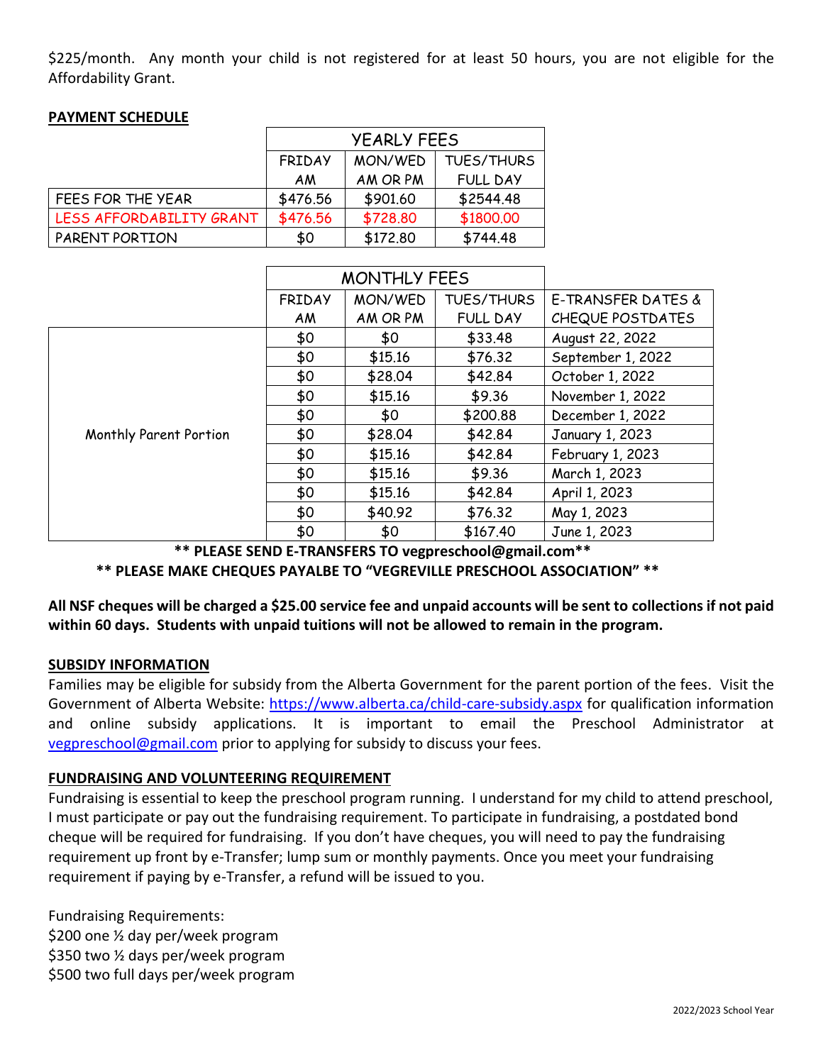$225/month. Any month your child is not registered for at least 50 hours, you are not eligible for the Affordability Grant.

**PAYMENT SCHEDULE**

| | YEARLY FEES | | |
|---|---|---|---|
| | FRIDAY AM | MON/WED AM OR PM | TUES/THURS FULL DAY |
| FEES FOR THE YEAR | $476.56 | $901.60 | $2544.48 |
| LESS AFFORDABILITY GRANT | $476.56 | $728.80 | $1800.00 |
| PARENT PORTION | $0 | $172.80 | $744.48 |

| | MONTHLY FEES | | | |
|---|---|---|---|---|
| | FRIDAY AM | MON/WED AM OR PM | TUES/THURS FULL DAY | E-TRANSFER DATES & CHEQUE POSTDATES |
| Monthly Parent Portion | $0 | $0 | $33.48 | August 22, 2022 |
| | $0 | $15.16 | $76.32 | September 1, 2022 |
| | $0 | $28.04 | $42.84 | October 1, 2022 |
| | $0 | $15.16 | $9.36 | November 1, 2022 |
| | $0 | $0 | $200.88 | December 1, 2022 |
| | $0 | $28.04 | $42.84 | January 1, 2023 |
| | $0 | $15.16 | $42.84 | February 1, 2023 |
| | $0 | $15.16 | $9.36 | March 1, 2023 |
| | $0 | $15.16 | $42.84 | April 1, 2023 |
| | $0 | $40.92 | $76.32 | May 1, 2023 |
| | $0 | $0 | $167.40 | June 1, 2023 |

**** PLEASE SEND E-TRANSFERS TO vegpreschool@gmail.com****

**** PLEASE MAKE CHEQUES PAYALBE TO "VEGREVILLE PRESCHOOL ASSOCIATION" ****

**All NSF cheques will be charged a $25.00 service fee and unpaid accounts will be sent to collections if not paid within 60 days. Students with unpaid tuitions will not be allowed to remain in the program.**

**SUBSIDY INFORMATION**

Families may be eligible for subsidy from the Alberta Government for the parent portion of the fees. Visit the Government of Alberta Website: https://www.alberta.ca/child-care-subsidy.aspx for qualification information and online subsidy applications. It is important to email the Preschool Administrator at vegpreschool@gmail.com prior to applying for subsidy to discuss your fees.

**FUNDRAISING AND VOLUNTEERING REQUIREMENT**

Fundraising is essential to keep the preschool program running. I understand for my child to attend preschool, I must participate or pay out the fundraising requirement. To participate in fundraising, a postdated bond cheque will be required for fundraising. If you don't have cheques, you will need to pay the fundraising requirement up front by e-Transfer; lump sum or monthly payments. Once you meet your fundraising requirement if paying by e-Transfer, a refund will be issued to you.

Fundraising Requirements:
$200 one ½ day per/week program
$350 two ½ days per/week program
$500 two full days per/week program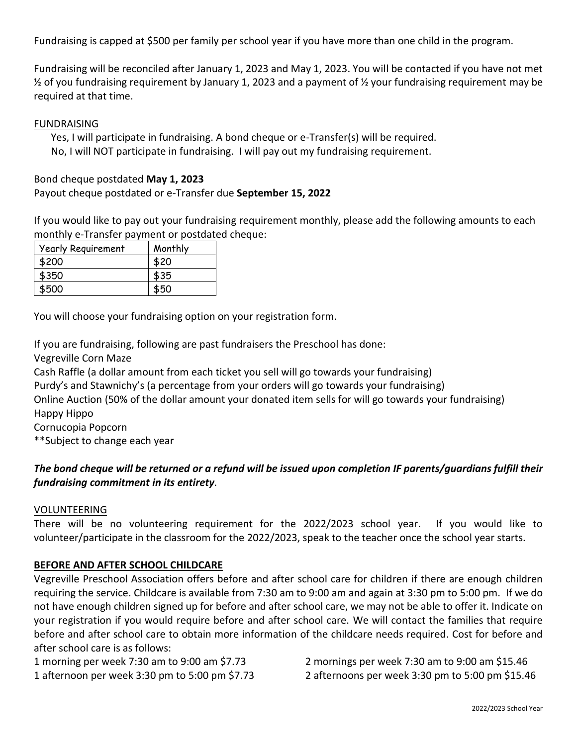Fundraising is capped at $500 per family per school year if you have more than one child in the program.

Fundraising will be reconciled after January 1, 2023 and May 1, 2023. You will be contacted if you have not met ½ of you fundraising requirement by January 1, 2023 and a payment of ½ your fundraising requirement may be required at that time.

FUNDRAISING

Yes, I will participate in fundraising. A bond cheque or e-Transfer(s) will be required.
No, I will NOT participate in fundraising. I will pay out my fundraising requirement.

Bond cheque postdated **May 1, 2023**
Payout cheque postdated or e-Transfer due **September 15, 2022**

If you would like to pay out your fundraising requirement monthly, please add the following amounts to each monthly e-Transfer payment or postdated cheque:

| Yearly Requirement | Monthly |
|---|---|
| $200 | $20 |
| $350 | $35 |
| $500 | $50 |

You will choose your fundraising option on your registration form.

If you are fundraising, following are past fundraisers the Preschool has done:
Vegreville Corn Maze
Cash Raffle (a dollar amount from each ticket you sell will go towards your fundraising)
Purdy's and Stawnichy's (a percentage from your orders will go towards your fundraising)
Online Auction (50% of the dollar amount your donated item sells for will go towards your fundraising)
Happy Hippo
Cornucopia Popcorn
**Subject to change each year

***The bond cheque will be returned or a refund will be issued upon completion IF parents/guardians fulfill their fundraising commitment in its entirety*.**

VOLUNTEERING

There will be no volunteering requirement for the 2022/2023 school year. If you would like to volunteer/participate in the classroom for the 2022/2023, speak to the teacher once the school year starts.

**BEFORE AND AFTER SCHOOL CHILDCARE**

Vegreville Preschool Association offers before and after school care for children if there are enough children requiring the service. Childcare is available from 7:30 am to 9:00 am and again at 3:30 pm to 5:00 pm. If we do not have enough children signed up for before and after school care, we may not be able to offer it. Indicate on your registration if you would require before and after school care. We will contact the families that require before and after school care to obtain more information of the childcare needs required. Cost for before and after school care is as follows:

1 morning per week 7:30 am to 9:00 am $7.73
1 afternoon per week 3:30 pm to 5:00 pm $7.73
2 mornings per week 7:30 am to 9:00 am $15.46
2 afternoons per week 3:30 pm to 5:00 pm $15.46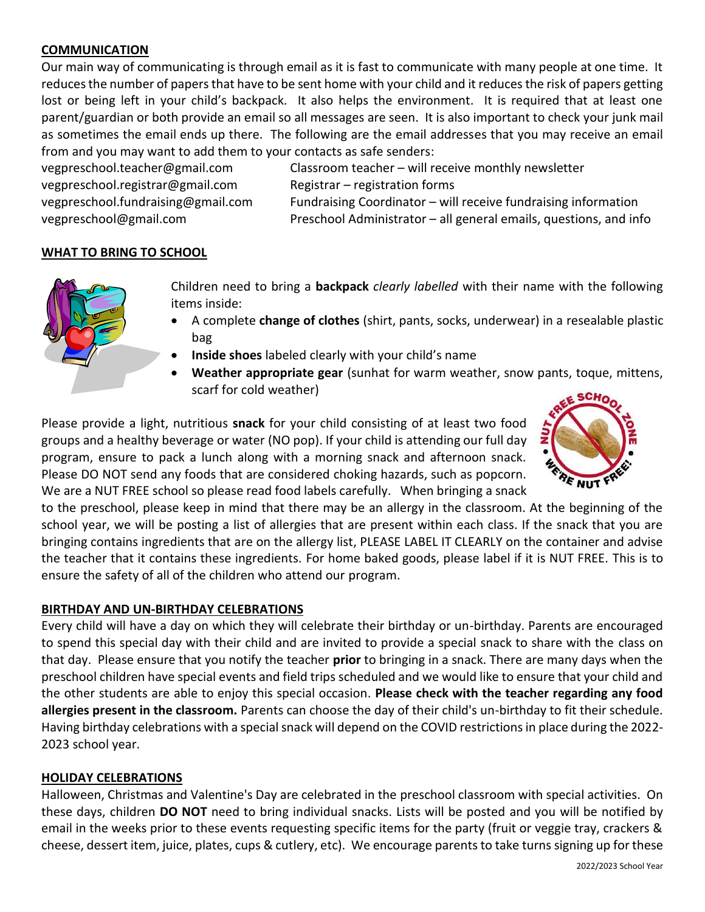## COMMUNICATION

Our main way of communicating is through email as it is fast to communicate with many people at one time. It reduces the number of papers that have to be sent home with your child and it reduces the risk of papers getting lost or being left in your child's backpack. It also helps the environment. It is required that at least one parent/guardian or both provide an email so all messages are seen. It is also important to check your junk mail as sometimes the email ends up there. The following are the email addresses that you may receive an email from and you may want to add them to your contacts as safe senders:

| | |
|---|---|
| vegpreschool.teacher@gmail.com | Classroom teacher – will receive monthly newsletter |
| vegpreschool.registrar@gmail.com | Registrar – registration forms |
| vegpreschool.fundraising@gmail.com | Fundraising Coordinator – will receive fundraising information |
| vegpreschool@gmail.com | Preschool Administrator – all general emails, questions, and info |

## WHAT TO BRING TO SCHOOL

Children need to bring a **backpack** *clearly labelled* with their name with the following items inside:

- A complete **change of clothes** (shirt, pants, socks, underwear) in a resealable plastic bag
- **Inside shoes** labeled clearly with your child's name
- **Weather appropriate gear** (sunhat for warm weather, snow pants, toque, mittens, scarf for cold weather)

Please provide a light, nutritious **snack** for your child consisting of at least two food groups and a healthy beverage or water (NO pop). If your child is attending our full day program, ensure to pack a lunch along with a morning snack and afternoon snack. Please DO NOT send any foods that are considered choking hazards, such as popcorn. We are a NUT FREE school so please read food labels carefully. When bringing a snack to the preschool, please keep in mind that there may be an allergy in the classroom. At the beginning of the school year, we will be posting a list of allergies that are present within each class. If the snack that you are bringing contains ingredients that are on the allergy list, PLEASE LABEL IT CLEARLY on the container and advise the teacher that it contains these ingredients. For home baked goods, please label if it is NUT FREE. This is to ensure the safety of all of the children who attend our program.

## BIRTHDAY AND UN-BIRTHDAY CELEBRATIONS

Every child will have a day on which they will celebrate their birthday or un-birthday. Parents are encouraged to spend this special day with their child and are invited to provide a special snack to share with the class on that day. Please ensure that you notify the teacher **prior** to bringing in a snack. There are many days when the preschool children have special events and field trips scheduled and we would like to ensure that your child and the other students are able to enjoy this special occasion. **Please check with the teacher regarding any food allergies present in the classroom.** Parents can choose the day of their child's un-birthday to fit their schedule. Having birthday celebrations with a special snack will depend on the COVID restrictions in place during the 2022-2023 school year.

## HOLIDAY CELEBRATIONS

Halloween, Christmas and Valentine's Day are celebrated in the preschool classroom with special activities. On these days, children **DO NOT** need to bring individual snacks. Lists will be posted and you will be notified by email in the weeks prior to these events requesting specific items for the party (fruit or veggie tray, crackers & cheese, dessert item, juice, plates, cups & cutlery, etc). We encourage parents to take turns signing up for these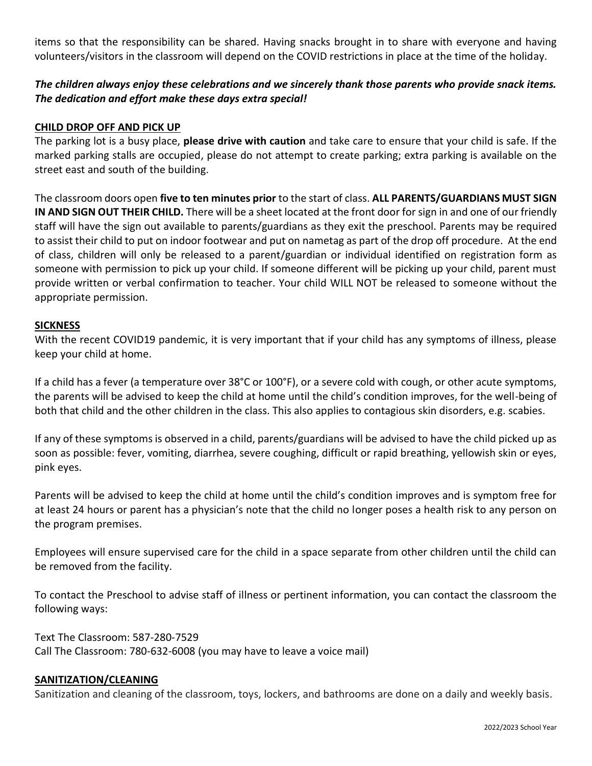items so that the responsibility can be shared. Having snacks brought in to share with everyone and having volunteers/visitors in the classroom will depend on the COVID restrictions in place at the time of the holiday.

***The children always enjoy these celebrations and we sincerely thank those parents who provide snack items. The dedication and effort make these days extra special!***

## CHILD DROP OFF AND PICK UP

The parking lot is a busy place, **please drive with caution** and take care to ensure that your child is safe. If the marked parking stalls are occupied, please do not attempt to create parking; extra parking is available on the street east and south of the building.

The classroom doors open **five to ten minutes prior** to the start of class. **ALL PARENTS/GUARDIANS MUST SIGN IN AND SIGN OUT THEIR CHILD.** There will be a sheet located at the front door for sign in and one of our friendly staff will have the sign out available to parents/guardians as they exit the preschool. Parents may be required to assist their child to put on indoor footwear and put on nametag as part of the drop off procedure. At the end of class, children will only be released to a parent/guardian or individual identified on registration form as someone with permission to pick up your child. If someone different will be picking up your child, parent must provide written or verbal confirmation to teacher. Your child WILL NOT be released to someone without the appropriate permission.

## SICKNESS

With the recent COVID19 pandemic, it is very important that if your child has any symptoms of illness, please keep your child at home.

If a child has a fever (a temperature over 38°C or 100°F), or a severe cold with cough, or other acute symptoms, the parents will be advised to keep the child at home until the child's condition improves, for the well-being of both that child and the other children in the class. This also applies to contagious skin disorders, e.g. scabies.

If any of these symptoms is observed in a child, parents/guardians will be advised to have the child picked up as soon as possible: fever, vomiting, diarrhea, severe coughing, difficult or rapid breathing, yellowish skin or eyes, pink eyes.

Parents will be advised to keep the child at home until the child's condition improves and is symptom free for at least 24 hours or parent has a physician's note that the child no longer poses a health risk to any person on the program premises.

Employees will ensure supervised care for the child in a space separate from other children until the child can be removed from the facility.

To contact the Preschool to advise staff of illness or pertinent information, you can contact the classroom the following ways:

Text The Classroom: 587-280-7529
Call The Classroom: 780-632-6008 (you may have to leave a voice mail)

## SANITIZATION/CLEANING

Sanitization and cleaning of the classroom, toys, lockers, and bathrooms are done on a daily and weekly basis.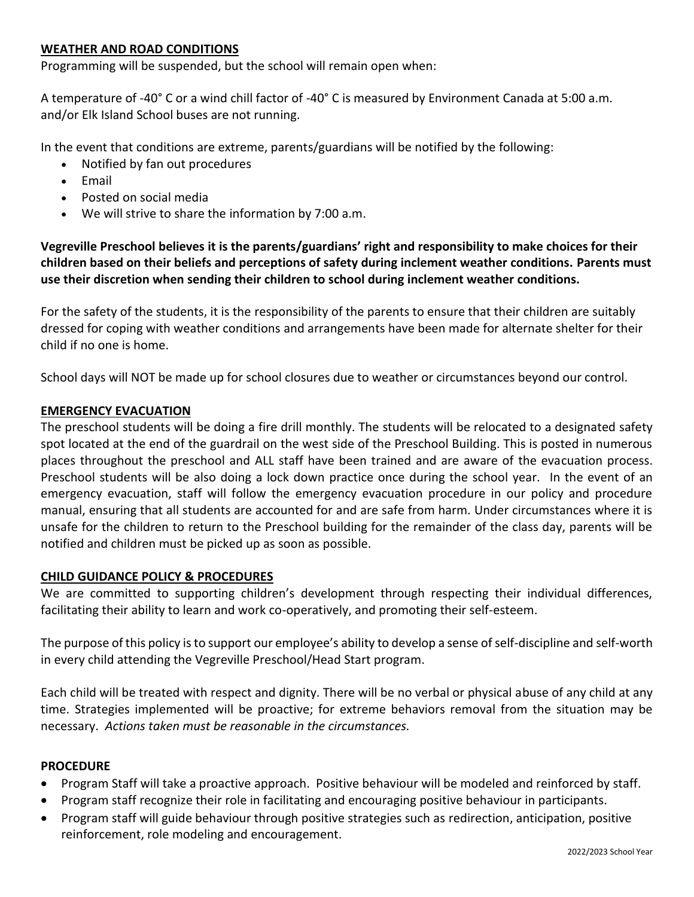## WEATHER AND ROAD CONDITIONS

Programming will be suspended, but the school will remain open when:

A temperature of -40° C or a wind chill factor of -40° C is measured by Environment Canada at 5:00 a.m. and/or Elk Island School buses are not running.

In the event that conditions are extreme, parents/guardians will be notified by the following:

- Notified by fan out procedures
- Email
- Posted on social media
- We will strive to share the information by 7:00 a.m.

**Vegreville Preschool believes it is the parents/guardians' right and responsibility to make choices for their children based on their beliefs and perceptions of safety during inclement weather conditions. Parents must use their discretion when sending their children to school during inclement weather conditions.**

For the safety of the students, it is the responsibility of the parents to ensure that their children are suitably dressed for coping with weather conditions and arrangements have been made for alternate shelter for their child if no one is home.

School days will NOT be made up for school closures due to weather or circumstances beyond our control.

## EMERGENCY EVACUATION

The preschool students will be doing a fire drill monthly. The students will be relocated to a designated safety spot located at the end of the guardrail on the west side of the Preschool Building. This is posted in numerous places throughout the preschool and ALL staff have been trained and are aware of the evacuation process. Preschool students will be also doing a lock down practice once during the school year. In the event of an emergency evacuation, staff will follow the emergency evacuation procedure in our policy and procedure manual, ensuring that all students are accounted for and are safe from harm. Under circumstances where it is unsafe for the children to return to the Preschool building for the remainder of the class day, parents will be notified and children must be picked up as soon as possible.

## CHILD GUIDANCE POLICY & PROCEDURES

We are committed to supporting children's development through respecting their individual differences, facilitating their ability to learn and work co-operatively, and promoting their self-esteem.

The purpose of this policy is to support our employee's ability to develop a sense of self-discipline and self-worth in every child attending the Vegreville Preschool/Head Start program.

Each child will be treated with respect and dignity. There will be no verbal or physical abuse of any child at any time. Strategies implemented will be proactive; for extreme behaviors removal from the situation may be necessary. *Actions taken must be reasonable in the circumstances.*

### PROCEDURE

- Program Staff will take a proactive approach. Positive behaviour will be modeled and reinforced by staff.
- Program staff recognize their role in facilitating and encouraging positive behaviour in participants.
- Program staff will guide behaviour through positive strategies such as redirection, anticipation, positive reinforcement, role modeling and encouragement.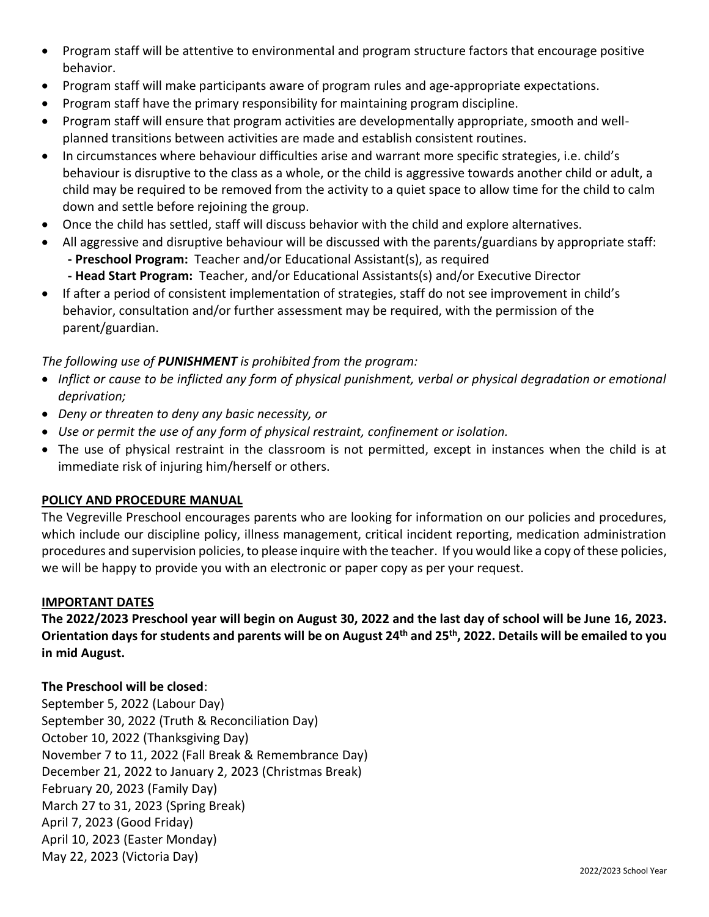- Program staff will be attentive to environmental and program structure factors that encourage positive behavior.
- Program staff will make participants aware of program rules and age-appropriate expectations.
- Program staff have the primary responsibility for maintaining program discipline.
- Program staff will ensure that program activities are developmentally appropriate, smooth and well-planned transitions between activities are made and establish consistent routines.
- In circumstances where behaviour difficulties arise and warrant more specific strategies, i.e. child's behaviour is disruptive to the class as a whole, or the child is aggressive towards another child or adult, a child may be required to be removed from the activity to a quiet space to allow time for the child to calm down and settle before rejoining the group.
- Once the child has settled, staff will discuss behavior with the child and explore alternatives.
- All aggressive and disruptive behaviour will be discussed with the parents/guardians by appropriate staff:
  - **Preschool Program:** Teacher and/or Educational Assistant(s), as required
  - **Head Start Program:** Teacher, and/or Educational Assistants(s) and/or Executive Director
- If after a period of consistent implementation of strategies, staff do not see improvement in child's behavior, consultation and/or further assessment may be required, with the permission of the parent/guardian.

*The following use of **PUNISHMENT** is prohibited from the program:*

- *Inflict or cause to be inflicted any form of physical punishment, verbal or physical degradation or emotional deprivation;*
- *Deny or threaten to deny any basic necessity, or*
- *Use or permit the use of any form of physical restraint, confinement or isolation.*
- The use of physical restraint in the classroom is not permitted, except in instances when the child is at immediate risk of injuring him/herself or others.

## POLICY AND PROCEDURE MANUAL

The Vegreville Preschool encourages parents who are looking for information on our policies and procedures, which include our discipline policy, illness management, critical incident reporting, medication administration procedures and supervision policies, to please inquire with the teacher. If you would like a copy of these policies, we will be happy to provide you with an electronic or paper copy as per your request.

## IMPORTANT DATES

**The 2022/2023 Preschool year will begin on August 30, 2022 and the last day of school will be June 16, 2023. Orientation days for students and parents will be on August 24th and 25th, 2022. Details will be emailed to you in mid August.**

**The Preschool will be closed**:

September 5, 2022 (Labour Day)
September 30, 2022 (Truth & Reconciliation Day)
October 10, 2022 (Thanksgiving Day)
November 7 to 11, 2022 (Fall Break & Remembrance Day)
December 21, 2022 to January 2, 2023 (Christmas Break)
February 20, 2023 (Family Day)
March 27 to 31, 2023 (Spring Break)
April 7, 2023 (Good Friday)
April 10, 2023 (Easter Monday)
May 22, 2023 (Victoria Day)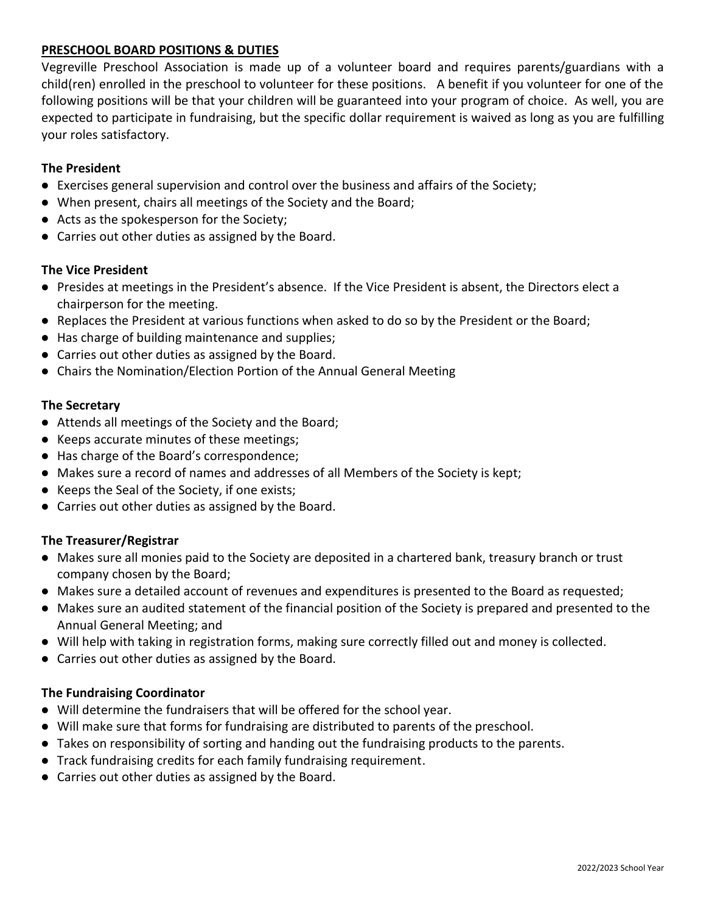## PRESCHOOL BOARD POSITIONS & DUTIES

Vegreville Preschool Association is made up of a volunteer board and requires parents/guardians with a child(ren) enrolled in the preschool to volunteer for these positions. A benefit if you volunteer for one of the following positions will be that your children will be guaranteed into your program of choice. As well, you are expected to participate in fundraising, but the specific dollar requirement is waived as long as you are fulfilling your roles satisfactory.

### The President

- Exercises general supervision and control over the business and affairs of the Society;
- When present, chairs all meetings of the Society and the Board;
- Acts as the spokesperson for the Society;
- Carries out other duties as assigned by the Board.

### The Vice President

- Presides at meetings in the President's absence. If the Vice President is absent, the Directors elect a chairperson for the meeting.
- Replaces the President at various functions when asked to do so by the President or the Board;
- Has charge of building maintenance and supplies;
- Carries out other duties as assigned by the Board.
- Chairs the Nomination/Election Portion of the Annual General Meeting

### The Secretary

- Attends all meetings of the Society and the Board;
- Keeps accurate minutes of these meetings;
- Has charge of the Board's correspondence;
- Makes sure a record of names and addresses of all Members of the Society is kept;
- Keeps the Seal of the Society, if one exists;
- Carries out other duties as assigned by the Board.

### The Treasurer/Registrar

- Makes sure all monies paid to the Society are deposited in a chartered bank, treasury branch or trust company chosen by the Board;
- Makes sure a detailed account of revenues and expenditures is presented to the Board as requested;
- Makes sure an audited statement of the financial position of the Society is prepared and presented to the Annual General Meeting; and
- Will help with taking in registration forms, making sure correctly filled out and money is collected.
- Carries out other duties as assigned by the Board.

### The Fundraising Coordinator

- Will determine the fundraisers that will be offered for the school year.
- Will make sure that forms for fundraising are distributed to parents of the preschool.
- Takes on responsibility of sorting and handing out the fundraising products to the parents.
- Track fundraising credits for each family fundraising requirement.
- Carries out other duties as assigned by the Board.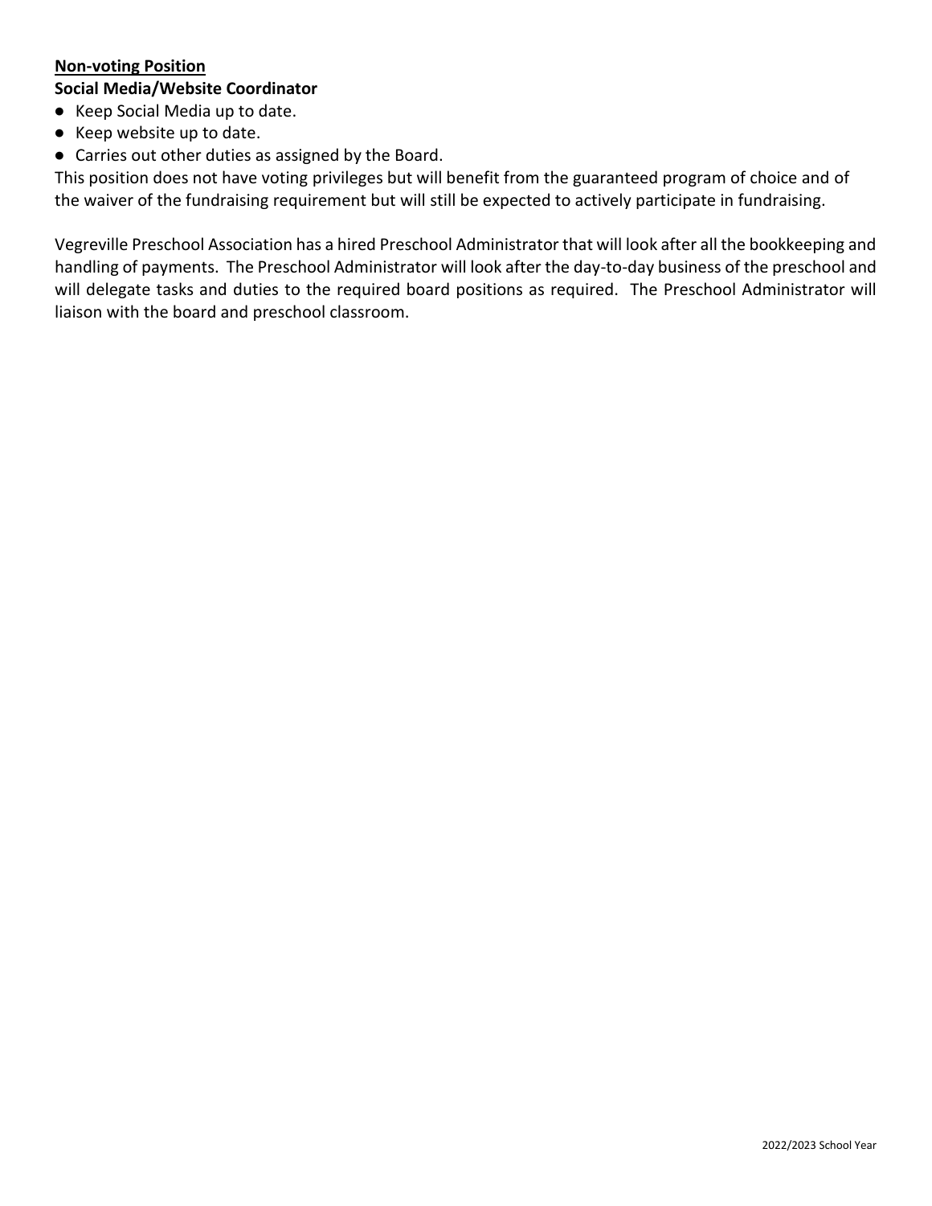**Non-voting Position**

**Social Media/Website Coordinator**

- Keep Social Media up to date.
- Keep website up to date.
- Carries out other duties as assigned by the Board.

This position does not have voting privileges but will benefit from the guaranteed program of choice and of the waiver of the fundraising requirement but will still be expected to actively participate in fundraising.

Vegreville Preschool Association has a hired Preschool Administrator that will look after all the bookkeeping and handling of payments. The Preschool Administrator will look after the day-to-day business of the preschool and will delegate tasks and duties to the required board positions as required. The Preschool Administrator will liaison with the board and preschool classroom.